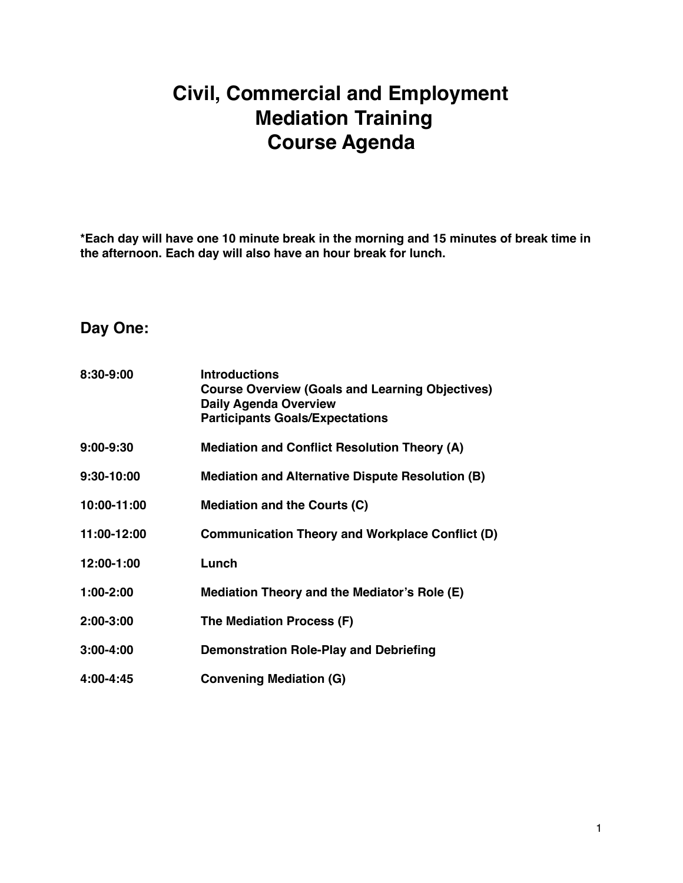# Civil, Commercial and Employment Mediation Training Course Agenda

***Each day will have one 10 minute break in the morning and 15 minutes of break time in the afternoon. Each day will also have an hour break for lunch.**

## Day One:

| | |
|---|---|
| **8:30-9:00** | **Introductions**<br>**Course Overview (Goals and Learning Objectives)**<br>**Daily Agenda Overview**<br>**Participants Goals/Expectations** |
| **9:00-9:30** | **Mediation and Conflict Resolution Theory (A)** |
| **9:30-10:00** | **Mediation and Alternative Dispute Resolution (B)** |
| **10:00-11:00** | **Mediation and the Courts (C)** |
| **11:00-12:00** | **Communication Theory and Workplace Conflict (D)** |
| **12:00-1:00** | **Lunch** |
| **1:00-2:00** | **Mediation Theory and the Mediator's Role (E)** |
| **2:00-3:00** | **The Mediation Process (F)** |
| **3:00-4:00** | **Demonstration Role-Play and Debriefing** |
| **4:00-4:45** | **Convening Mediation (G)** |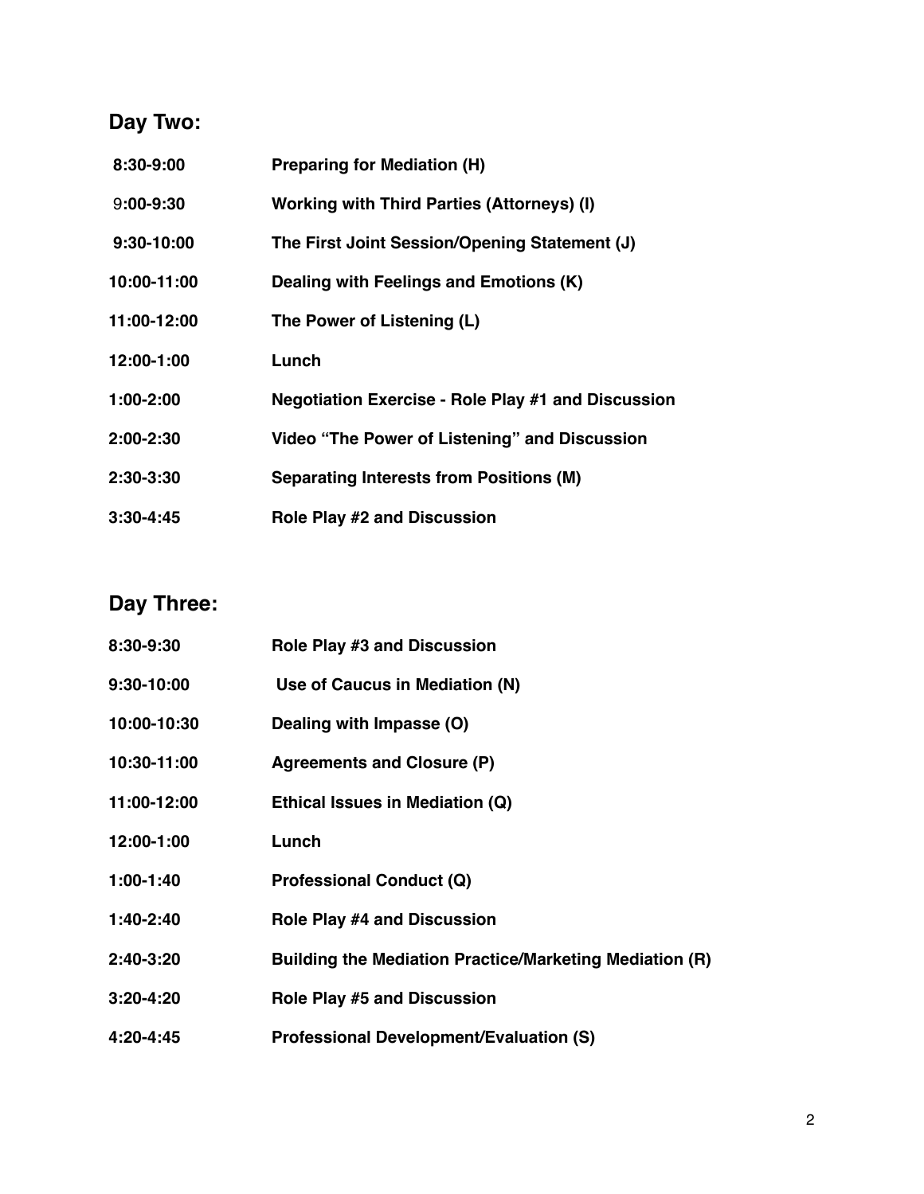## Day Two:

| | |
|---|---|
| **8:30-9:00** | **Preparing for Mediation (H)** |
| 9**:00-9:30** | **Working with Third Parties (Attorneys) (I)** |
| **9:30-10:00** | **The First Joint Session/Opening Statement (J)** |
| **10:00-11:00** | **Dealing with Feelings and Emotions (K)** |
| **11:00-12:00** | **The Power of Listening (L)** |
| **12:00-1:00** | **Lunch** |
| **1:00-2:00** | **Negotiation Exercise - Role Play #1 and Discussion** |
| **2:00-2:30** | **Video "The Power of Listening" and Discussion** |
| **2:30-3:30** | **Separating Interests from Positions (M)** |
| **3:30-4:45** | **Role Play #2 and Discussion** |

## Day Three:

| | |
|---|---|
| **8:30-9:30** | **Role Play #3 and Discussion** |
| **9:30-10:00** | **Use of Caucus in Mediation (N)** |
| **10:00-10:30** | **Dealing with Impasse (O)** |
| **10:30-11:00** | **Agreements and Closure (P)** |
| **11:00-12:00** | **Ethical Issues in Mediation (Q)** |
| **12:00-1:00** | **Lunch** |
| **1:00-1:40** | **Professional Conduct (Q)** |
| **1:40-2:40** | **Role Play #4 and Discussion** |
| **2:40-3:20** | **Building the Mediation Practice/Marketing Mediation (R)** |
| **3:20-4:20** | **Role Play #5 and Discussion** |
| **4:20-4:45** | **Professional Development/Evaluation (S)** |